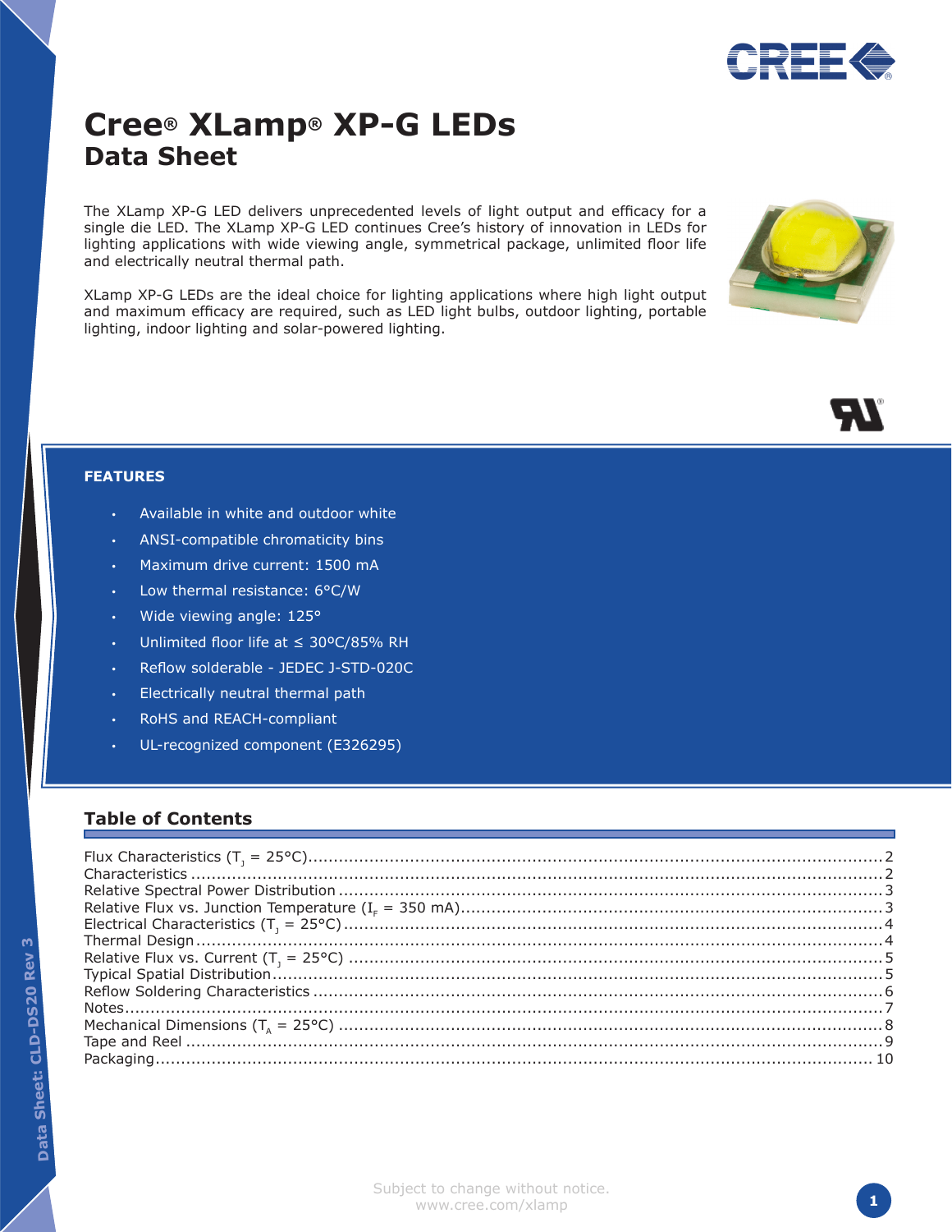# Cree® XLamp® XP-G LEDs

## Data Sheet

The XLamp XP-G LED delivers unprecedented levels of light output and efficacy for a single die LED. The XLamp XP-G LED continues Cree's history of innovation in LEDs for lighting applications with wide viewing angle, symmetrical package, unlimited floor life and electrically neutral thermal path.

XLamp XP-G LEDs are the ideal choice for lighting applications where high light output and maximum efficacy are required, such as LED light bulbs, outdoor lighting, portable lighting, indoor lighting and solar-powered lighting.

### FEATURES

- Available in white and outdoor white
- ANSI-compatible chromaticity bins
- Maximum drive current: 1500 mA
- Low thermal resistance: 6°C/W
- Wide viewing angle: 125°
- Unlimited floor life at ≤ 30ºC/85% RH
- Reflow solderable - JEDEC J-STD-020C
- Electrically neutral thermal path
- RoHS and REACH-compliant
- UL-recognized component (E326295)

### Table of Contents

| Section | Page |
|---|---|
| Flux Characteristics ($T_J$ = 25°C) | 2 |
| Characteristics | 2 |
| Relative Spectral Power Distribution | 3 |
| Relative Flux vs. Junction Temperature ($I_F$ = 350 mA) | 3 |
| Electrical Characteristics ($T_J$ = 25°C) | 4 |
| Thermal Design | 4 |
| Relative Flux vs. Current ($T_J$ = 25°C) | 5 |
| Typical Spatial Distribution | 5 |
| Reflow Soldering Characteristics | 6 |
| Notes | 7 |
| Mechanical Dimensions ($T_A$ = 25°C) | 8 |
| Tape and Reel | 9 |
| Packaging | 10 |

Subject to change without notice.
www.cree.com/xlamp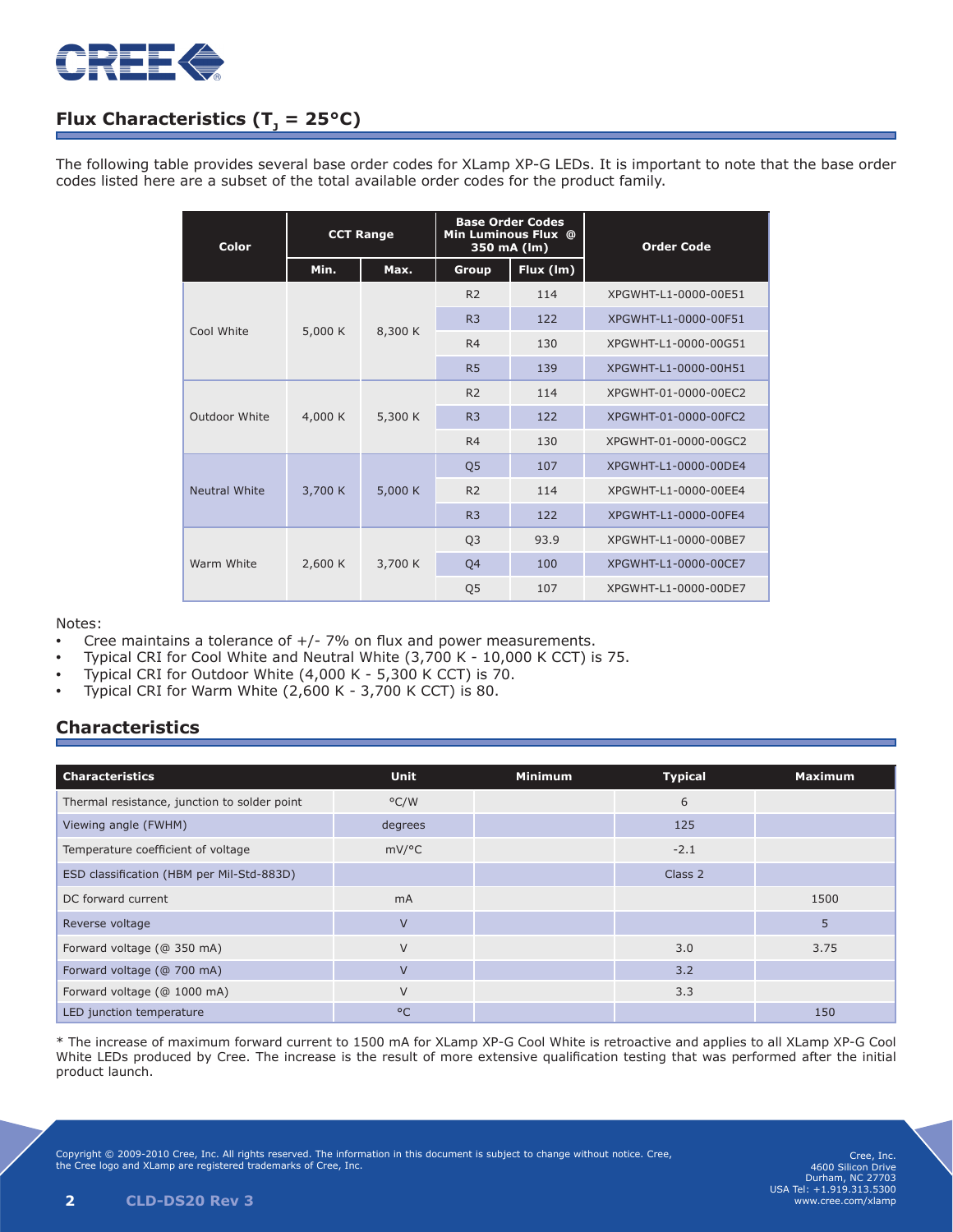## Flux Characteristics ($T_J$ = 25°C)

The following table provides several base order codes for XLamp XP-G LEDs. It is important to note that the base order codes listed here are a subset of the total available order codes for the product family.

| Color | CCT Range | | Base Order Codes Min Luminous Flux @ 350 mA (lm) | | Order Code |
|---|---|---|---|---|---|
| | Min. | Max. | Group | Flux (lm) | |
| Cool White | 5,000 K | 8,300 K | R2 | 114 | XPGWHT-L1-0000-00E51 |
| | | | R3 | 122 | XPGWHT-L1-0000-00F51 |
| | | | R4 | 130 | XPGWHT-L1-0000-00G51 |
| | | | R5 | 139 | XPGWHT-L1-0000-00H51 |
| Outdoor White | 4,000 K | 5,300 K | R2 | 114 | XPGWHT-01-0000-00EC2 |
| | | | R3 | 122 | XPGWHT-01-0000-00FC2 |
| | | | R4 | 130 | XPGWHT-01-0000-00GC2 |
| Neutral White | 3,700 K | 5,000 K | Q5 | 107 | XPGWHT-L1-0000-00DE4 |
| | | | R2 | 114 | XPGWHT-L1-0000-00EE4 |
| | | | R3 | 122 | XPGWHT-L1-0000-00FE4 |
| Warm White | 2,600 K | 3,700 K | Q3 | 93.9 | XPGWHT-L1-0000-00BE7 |
| | | | Q4 | 100 | XPGWHT-L1-0000-00CE7 |
| | | | Q5 | 107 | XPGWHT-L1-0000-00DE7 |

Notes:

- Cree maintains a tolerance of +/- 7% on flux and power measurements.
- Typical CRI for Cool White and Neutral White (3,700 K - 10,000 K CCT) is 75.
- Typical CRI for Outdoor White (4,000 K - 5,300 K CCT) is 70.
- Typical CRI for Warm White (2,600 K - 3,700 K CCT) is 80.

## Characteristics

| Characteristics | Unit | Minimum | Typical | Maximum |
|---|---|---|---|---|
| Thermal resistance, junction to solder point | °C/W | | 6 | |
| Viewing angle (FWHM) | degrees | | 125 | |
| Temperature coefficient of voltage | mV/°C | | -2.1 | |
| ESD classification (HBM per Mil-Std-883D) | | | Class 2 | |
| DC forward current | mA | | | 1500 |
| Reverse voltage | V | | | 5 |
| Forward voltage (@ 350 mA) | V | | 3.0 | 3.75 |
| Forward voltage (@ 700 mA) | V | | 3.2 | |
| Forward voltage (@ 1000 mA) | V | | 3.3 | |
| LED junction temperature | °C | | | 150 |

* The increase of maximum forward current to 1500 mA for XLamp XP-G Cool White is retroactive and applies to all XLamp XP-G Cool White LEDs produced by Cree. The increase is the result of more extensive qualification testing that was performed after the initial product launch.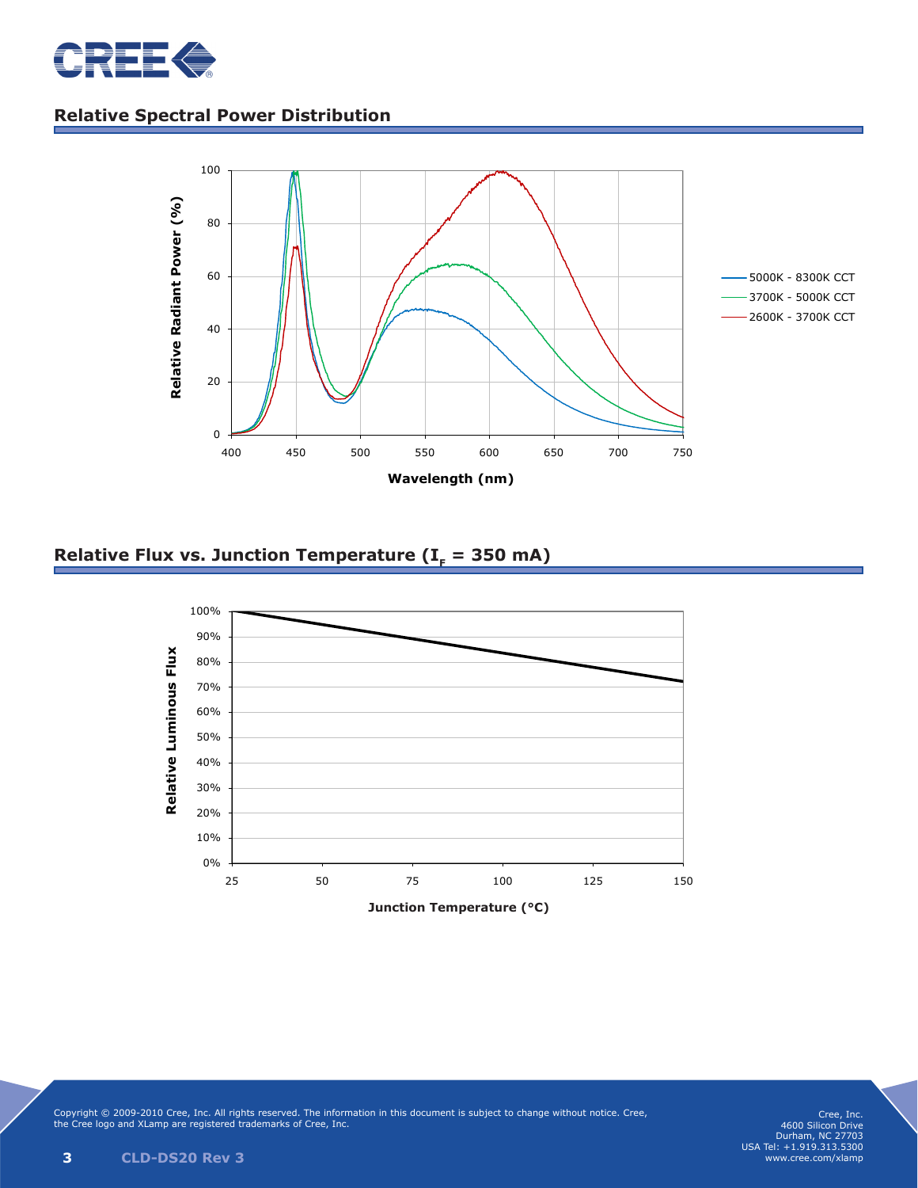## Relative Spectral Power Distribution

## Relative Flux vs. Junction Temperature ($I_F$ = 350 mA)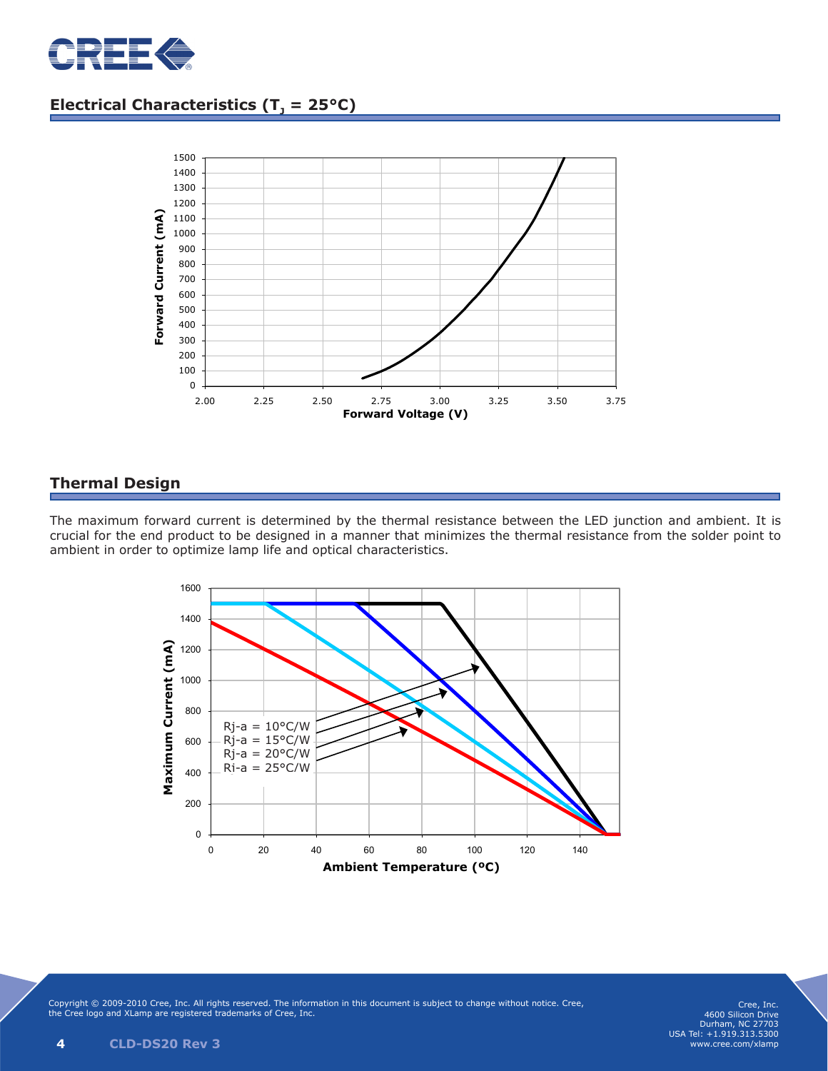## Electrical Characteristics ($T_J$ = 25°C)

## Thermal Design

The maximum forward current is determined by the thermal resistance between the LED junction and ambient. It is crucial for the end product to be designed in a manner that minimizes the thermal resistance from the solder point to ambient in order to optimize lamp life and optical characteristics.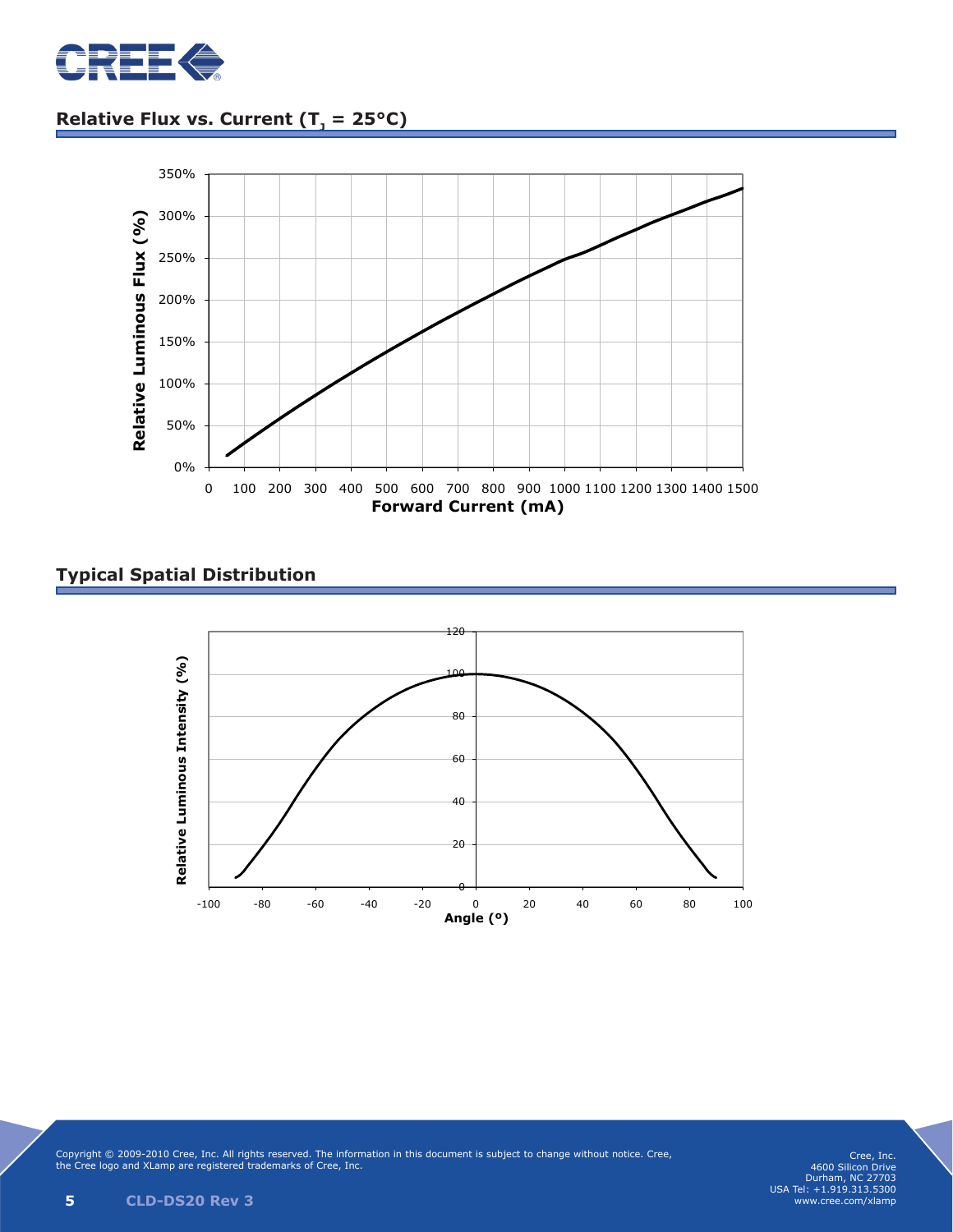## Relative Flux vs. Current ($T_J$ = 25°C)

## Typical Spatial Distribution

Copyright © 2009-2010 Cree, Inc. All rights reserved. The information in this document is subject to change without notice. Cree, the Cree logo and XLamp are registered trademarks of Cree, Inc.

CLD-DS20 Rev 3

Cree, Inc.
4600 Silicon Drive
Durham, NC 27703
USA Tel: +1.919.313.5300
www.cree.com/xlamp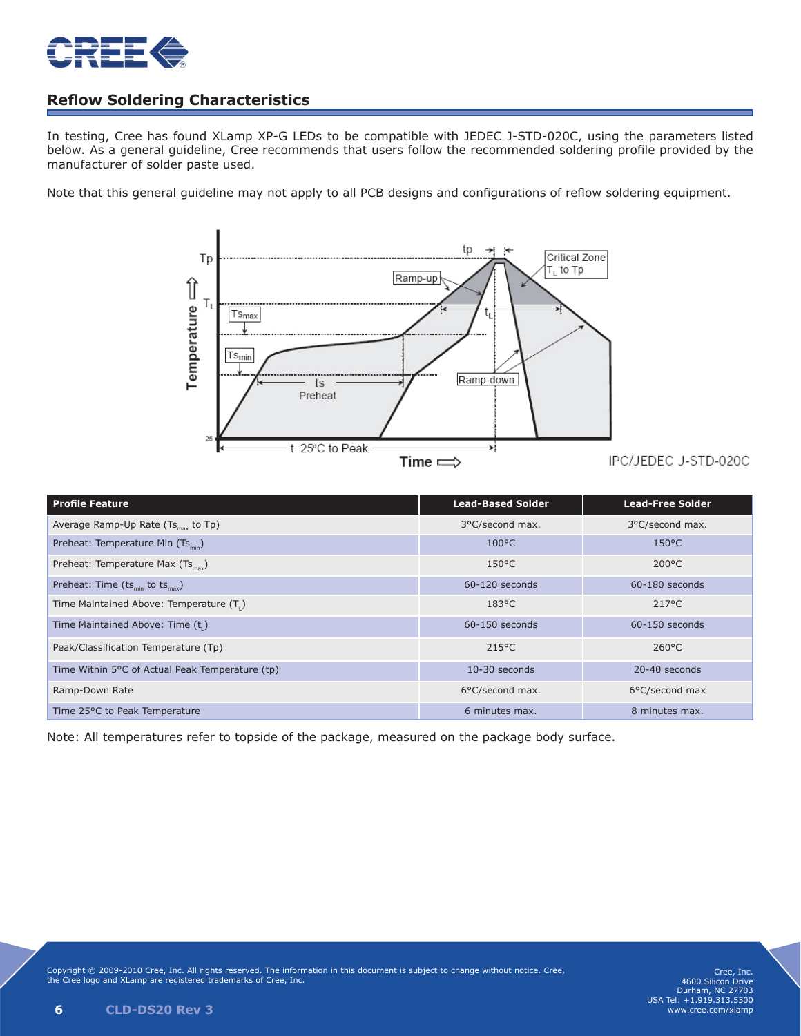## Reflow Soldering Characteristics

In testing, Cree has found XLamp XP-G LEDs to be compatible with JEDEC J-STD-020C, using the parameters listed below. As a general guideline, Cree recommends that users follow the recommended soldering profile provided by the manufacturer of solder paste used.

Note that this general guideline may not apply to all PCB designs and configurations of reflow soldering equipment.

IPC/JEDEC J-STD-020C

| Profile Feature | Lead-Based Solder | Lead-Free Solder |
|---|---|---|
| Average Ramp-Up Rate ($Ts_{max}$ to Tp) | 3°C/second max. | 3°C/second max. |
| Preheat: Temperature Min ($Ts_{min}$) | 100°C | 150°C |
| Preheat: Temperature Max ($Ts_{max}$) | 150°C | 200°C |
| Preheat: Time ($ts_{min}$ to $ts_{max}$) | 60-120 seconds | 60-180 seconds |
| Time Maintained Above: Temperature ($T_L$) | 183°C | 217°C |
| Time Maintained Above: Time ($t_L$) | 60-150 seconds | 60-150 seconds |
| Peak/Classification Temperature (Tp) | 215°C | 260°C |
| Time Within 5°C of Actual Peak Temperature (tp) | 10-30 seconds | 20-40 seconds |
| Ramp-Down Rate | 6°C/second max. | 6°C/second max |
| Time 25°C to Peak Temperature | 6 minutes max. | 8 minutes max. |

Note: All temperatures refer to topside of the package, measured on the package body surface.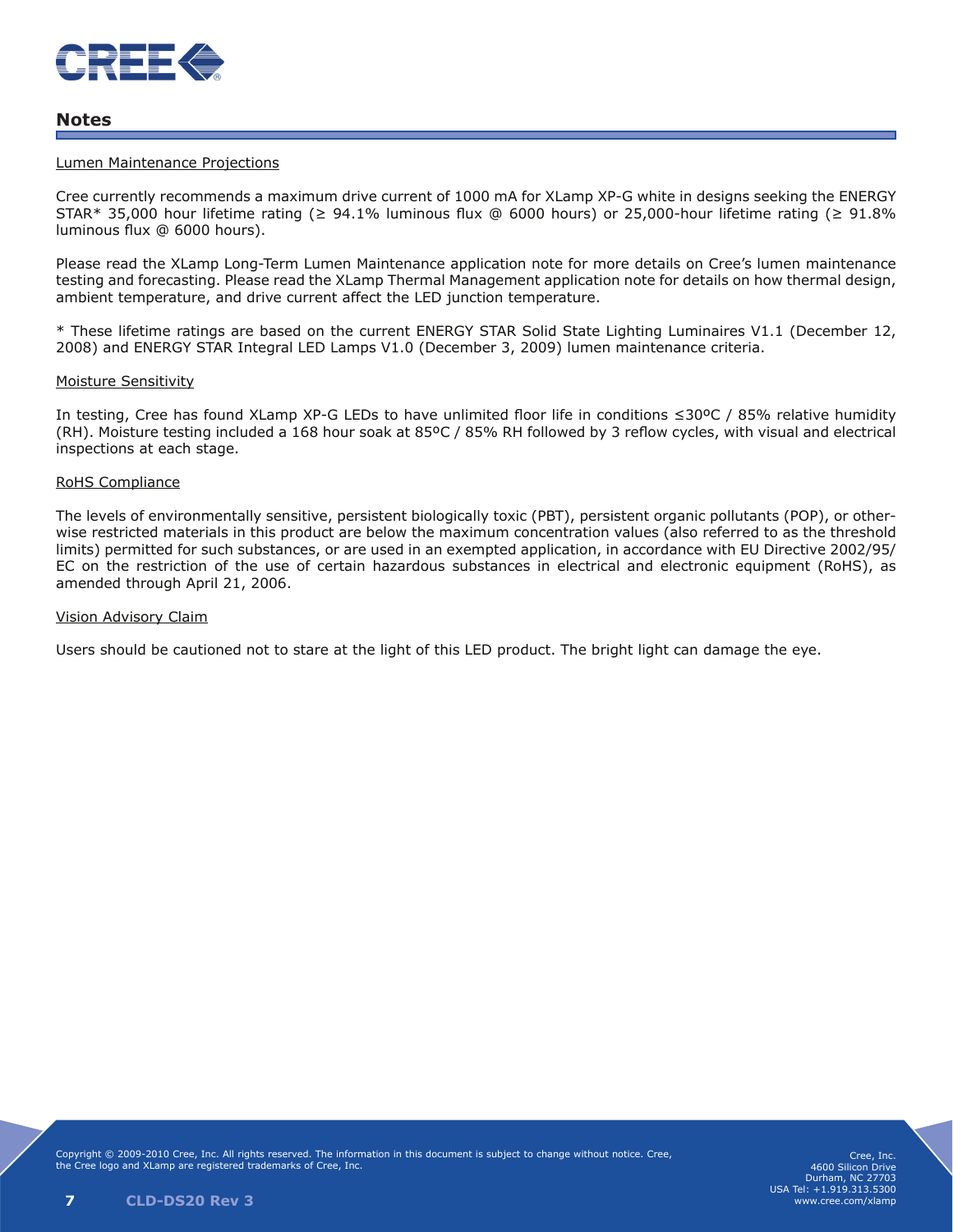## Notes

Lumen Maintenance Projections

Cree currently recommends a maximum drive current of 1000 mA for XLamp XP-G white in designs seeking the ENERGY STAR* 35,000 hour lifetime rating (≥ 94.1% luminous flux @ 6000 hours) or 25,000-hour lifetime rating (≥ 91.8% luminous flux @ 6000 hours).

Please read the XLamp Long-Term Lumen Maintenance application note for more details on Cree's lumen maintenance testing and forecasting. Please read the XLamp Thermal Management application note for details on how thermal design, ambient temperature, and drive current affect the LED junction temperature.

* These lifetime ratings are based on the current ENERGY STAR Solid State Lighting Luminaires V1.1 (December 12, 2008) and ENERGY STAR Integral LED Lamps V1.0 (December 3, 2009) lumen maintenance criteria.

Moisture Sensitivity

In testing, Cree has found XLamp XP-G LEDs to have unlimited floor life in conditions ≤30ºC / 85% relative humidity (RH). Moisture testing included a 168 hour soak at 85ºC / 85% RH followed by 3 reflow cycles, with visual and electrical inspections at each stage.

RoHS Compliance

The levels of environmentally sensitive, persistent biologically toxic (PBT), persistent organic pollutants (POP), or otherwise restricted materials in this product are below the maximum concentration values (also referred to as the threshold limits) permitted for such substances, or are used in an exempted application, in accordance with EU Directive 2002/95/EC on the restriction of the use of certain hazardous substances in electrical and electronic equipment (RoHS), as amended through April 21, 2006.

Vision Advisory Claim

Users should be cautioned not to stare at the light of this LED product. The bright light can damage the eye.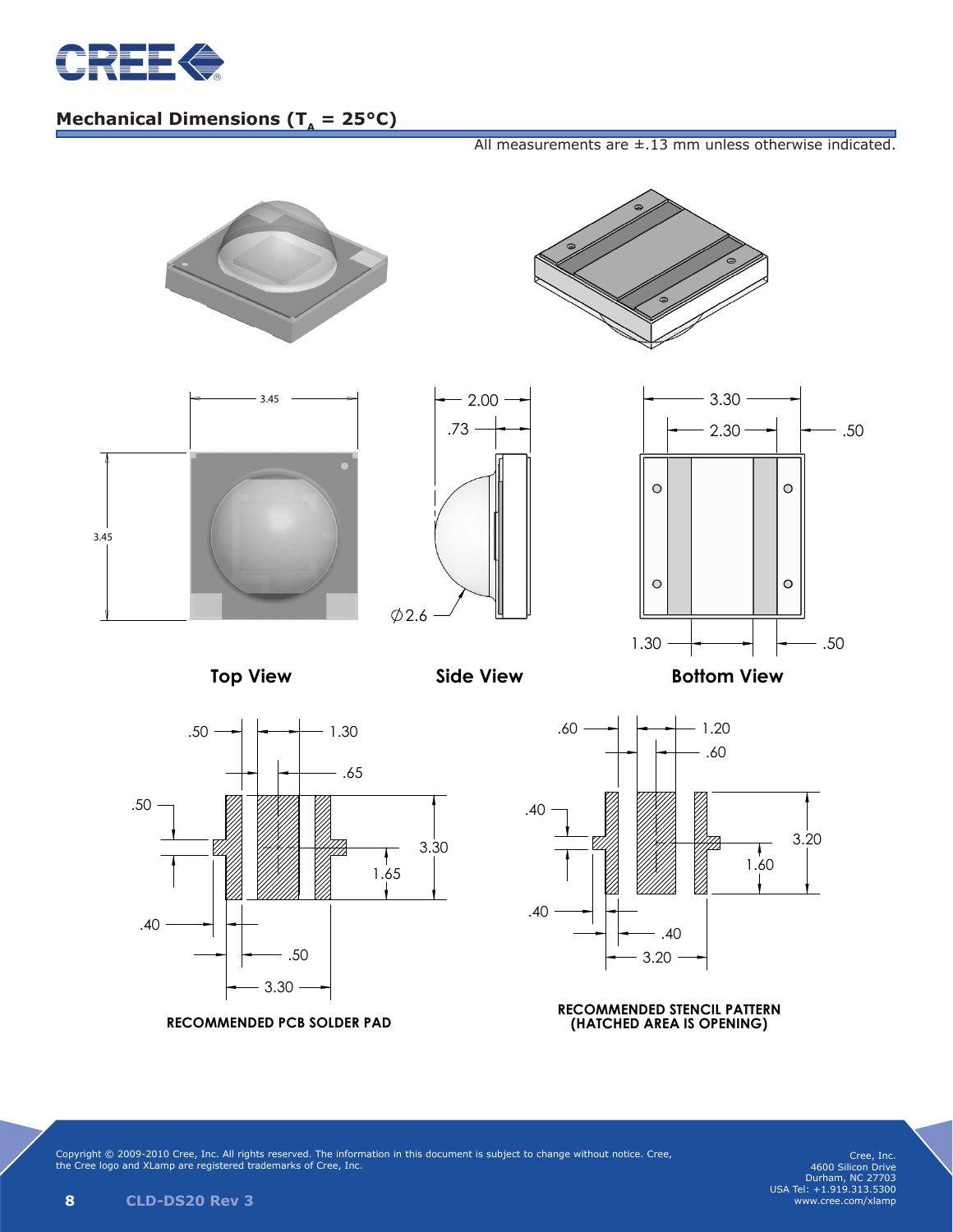## Mechanical Dimensions ($T_A$ = 25°C)

All measurements are ±.13 mm unless otherwise indicated.

**Top View**

**Side View**

**Bottom View**

**RECOMMENDED PCB SOLDER PAD**

**RECOMMENDED STENCIL PATTERN (HATCHED AREA IS OPENING)**

Copyright © 2009-2010 Cree, Inc. All rights reserved. The information in this document is subject to change without notice. Cree, the Cree logo and XLamp are registered trademarks of Cree, Inc.

Cree, Inc.
4600 Silicon Drive
Durham, NC 27703
USA Tel: +1.919.313.5300
www.cree.com/xlamp

CLD-DS20 Rev 3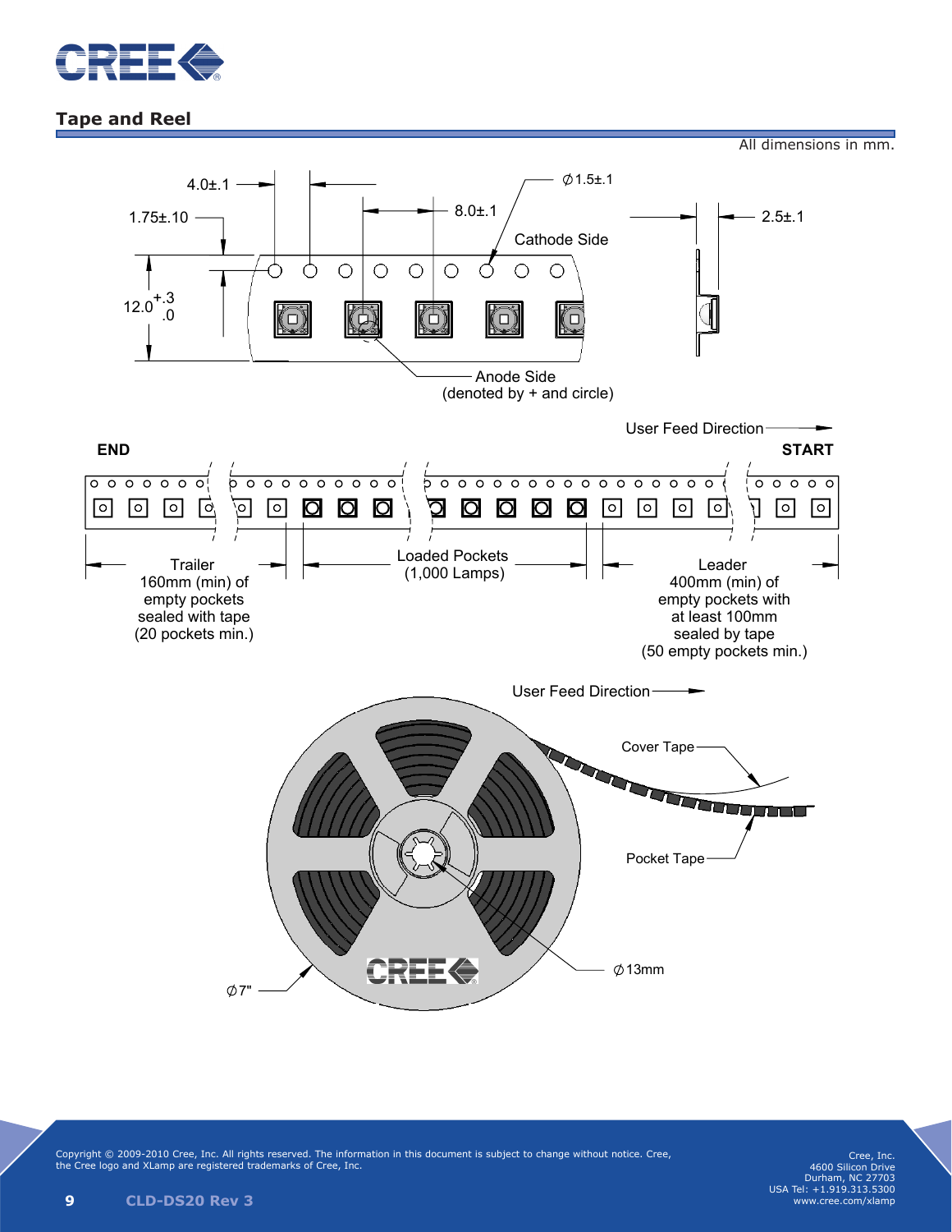## Tape and Reel

All dimensions in mm.

4.0±.1

1.75±.10

8.0±.1

∅1.5±.1

Cathode Side

2.5±.1

$12.0^{+.3}_{.0}$

Anode Side
(denoted by + and circle)

User Feed Direction

END

START

Trailer
160mm (min) of
empty pockets
sealed with tape
(20 pockets min.)

Loaded Pockets
(1,000 Lamps)

Leader
400mm (min) of
empty pockets with
at least 100mm
sealed by tape
(50 empty pockets min.)

User Feed Direction

Cover Tape

Pocket Tape

∅13mm

∅7"

Copyright © 2009-2010 Cree, Inc. All rights reserved. The information in this document is subject to change without notice. Cree, the Cree logo and XLamp are registered trademarks of Cree, Inc.

CLD-DS20 Rev 3

Cree, Inc.
4600 Silicon Drive
Durham, NC 27703
USA Tel: +1.919.313.5300
www.cree.com/xlamp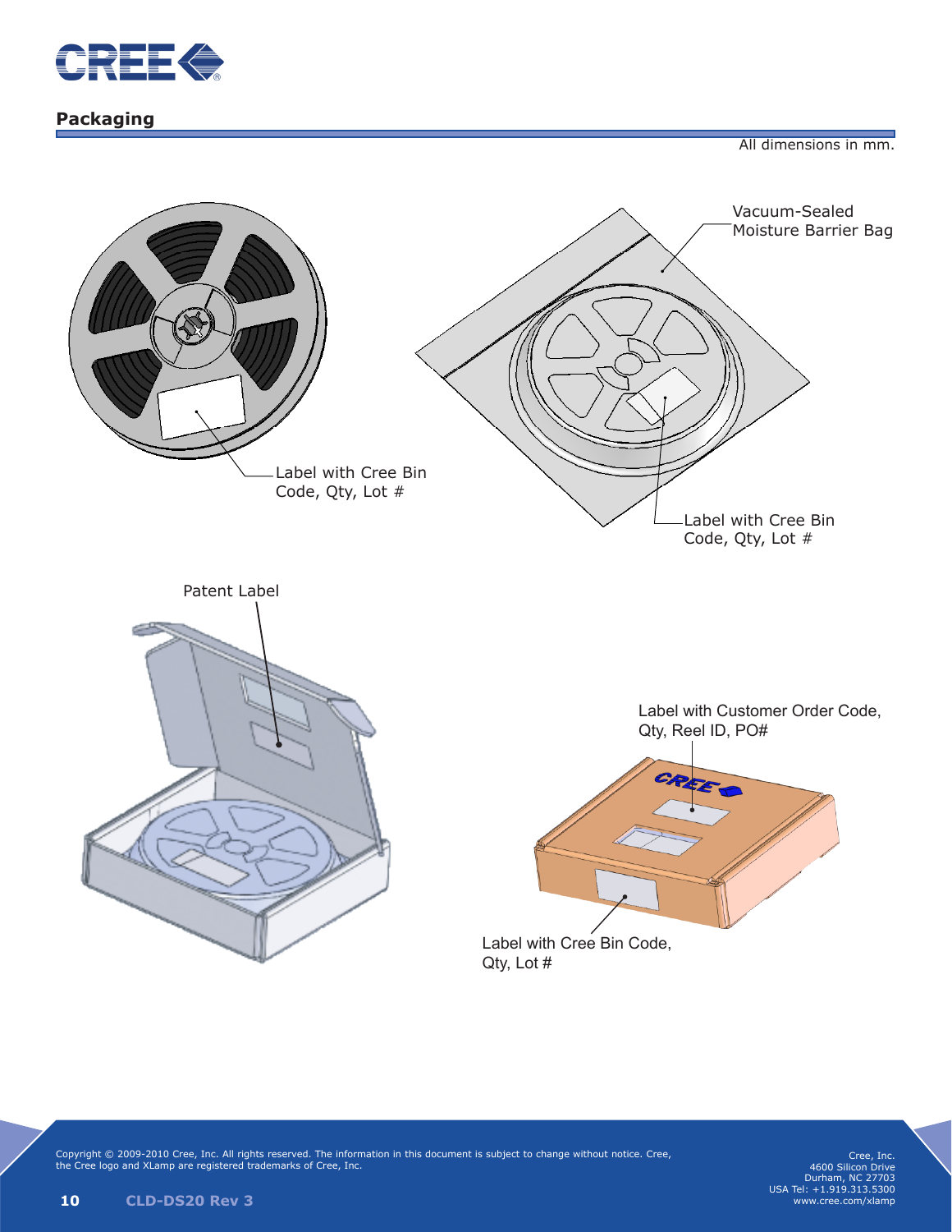## Packaging

All dimensions in mm.

Vacuum-Sealed Moisture Barrier Bag

Label with Cree Bin Code, Qty, Lot #

Label with Cree Bin Code, Qty, Lot #

Patent Label

Label with Customer Order Code, Qty, Reel ID, PO#

Label with Cree Bin Code, Qty, Lot #

Copyright © 2009-2010 Cree, Inc. All rights reserved. The information in this document is subject to change without notice. Cree, the Cree logo and XLamp are registered trademarks of Cree, Inc.

Cree, Inc.
4600 Silicon Drive
Durham, NC 27703
USA Tel: +1.919.313.5300
www.cree.com/xlamp